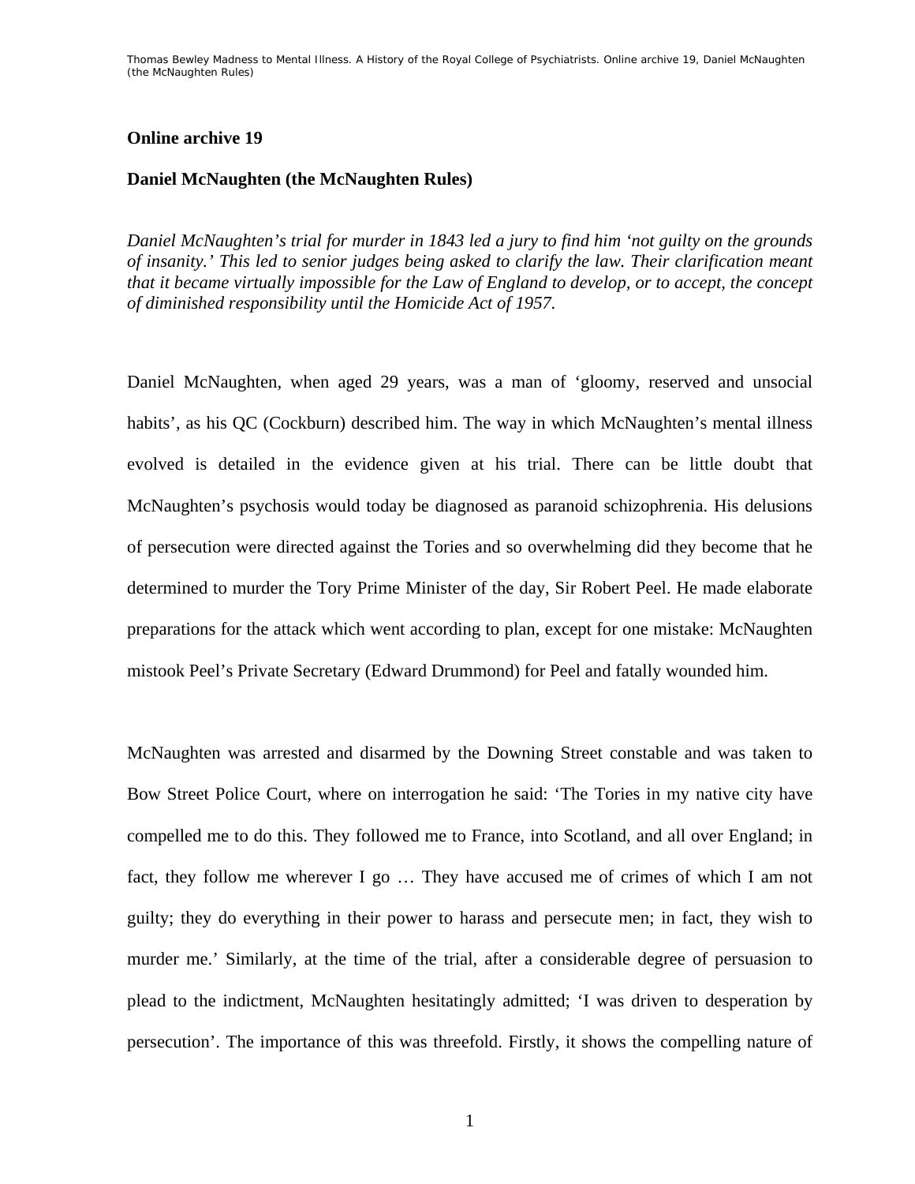## Online archive 19

## Daniel McNaughten (the McNaughten Rules)

*Daniel McNaughten's trial for murder in 1843 led a jury to find him 'not guilty on the grounds of insanity.' This led to senior judges being asked to clarify the law. Their clarification meant that it became virtually impossible for the Law of England to develop, or to accept, the concept of diminished responsibility until the Homicide Act of 1957.*

Daniel McNaughten, when aged 29 years, was a man of 'gloomy, reserved and unsocial habits', as his QC (Cockburn) described him. The way in which McNaughten's mental illness evolved is detailed in the evidence given at his trial. There can be little doubt that McNaughten's psychosis would today be diagnosed as paranoid schizophrenia. His delusions of persecution were directed against the Tories and so overwhelming did they become that he determined to murder the Tory Prime Minister of the day, Sir Robert Peel. He made elaborate preparations for the attack which went according to plan, except for one mistake: McNaughten mistook Peel's Private Secretary (Edward Drummond) for Peel and fatally wounded him.

McNaughten was arrested and disarmed by the Downing Street constable and was taken to Bow Street Police Court, where on interrogation he said: 'The Tories in my native city have compelled me to do this. They followed me to France, into Scotland, and all over England; in fact, they follow me wherever I go … They have accused me of crimes of which I am not guilty; they do everything in their power to harass and persecute men; in fact, they wish to murder me.' Similarly, at the time of the trial, after a considerable degree of persuasion to plead to the indictment, McNaughten hesitatingly admitted; 'I was driven to desperation by persecution'. The importance of this was threefold. Firstly, it shows the compelling nature of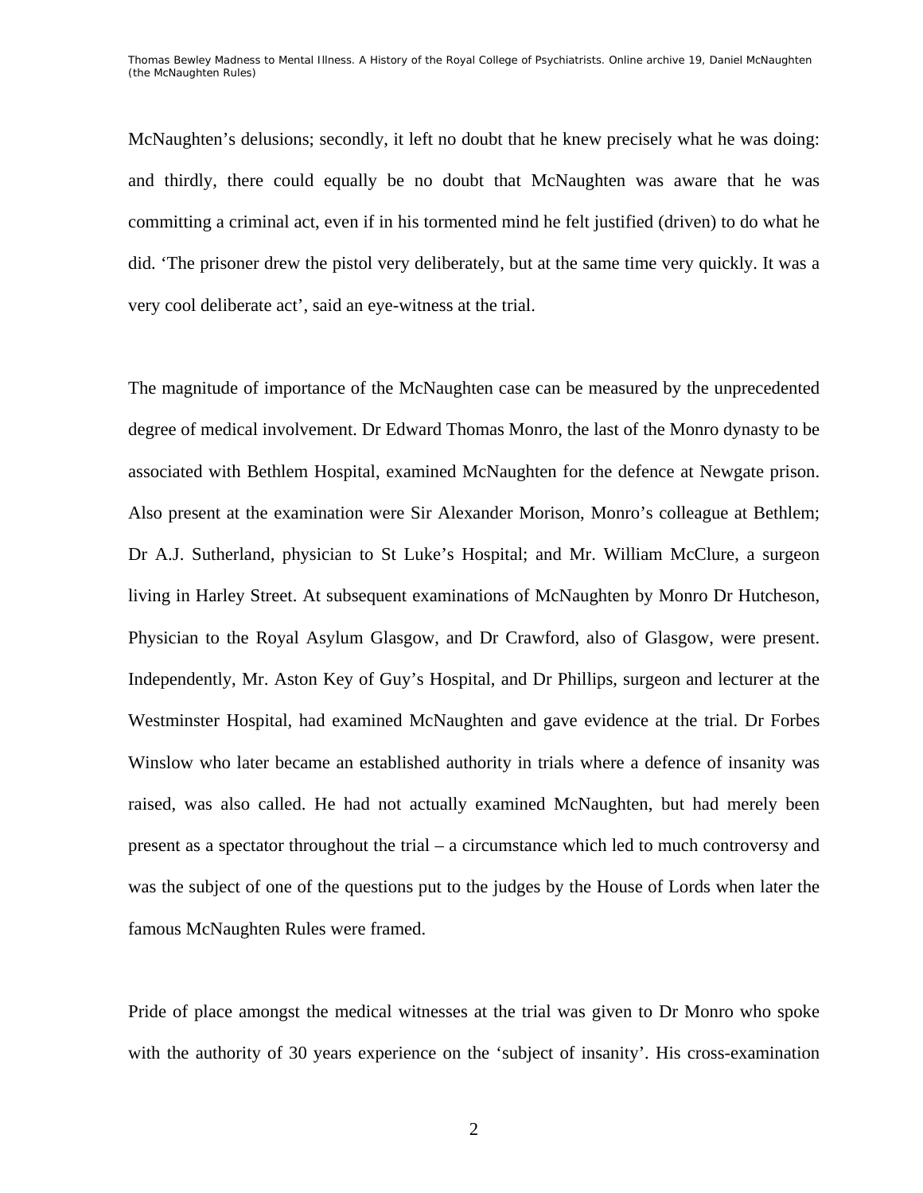McNaughten's delusions; secondly, it left no doubt that he knew precisely what he was doing: and thirdly, there could equally be no doubt that McNaughten was aware that he was committing a criminal act, even if in his tormented mind he felt justified (driven) to do what he did. 'The prisoner drew the pistol very deliberately, but at the same time very quickly. It was a very cool deliberate act', said an eye-witness at the trial.

The magnitude of importance of the McNaughten case can be measured by the unprecedented degree of medical involvement. Dr Edward Thomas Monro, the last of the Monro dynasty to be associated with Bethlem Hospital, examined McNaughten for the defence at Newgate prison. Also present at the examination were Sir Alexander Morison, Monro's colleague at Bethlem; Dr A.J. Sutherland, physician to St Luke's Hospital; and Mr. William McClure, a surgeon living in Harley Street. At subsequent examinations of McNaughten by Monro Dr Hutcheson, Physician to the Royal Asylum Glasgow, and Dr Crawford, also of Glasgow, were present. Independently, Mr. Aston Key of Guy's Hospital, and Dr Phillips, surgeon and lecturer at the Westminster Hospital, had examined McNaughten and gave evidence at the trial. Dr Forbes Winslow who later became an established authority in trials where a defence of insanity was raised, was also called. He had not actually examined McNaughten, but had merely been present as a spectator throughout the trial – a circumstance which led to much controversy and was the subject of one of the questions put to the judges by the House of Lords when later the famous McNaughten Rules were framed.

Pride of place amongst the medical witnesses at the trial was given to Dr Monro who spoke with the authority of 30 years experience on the 'subject of insanity'. His cross-examination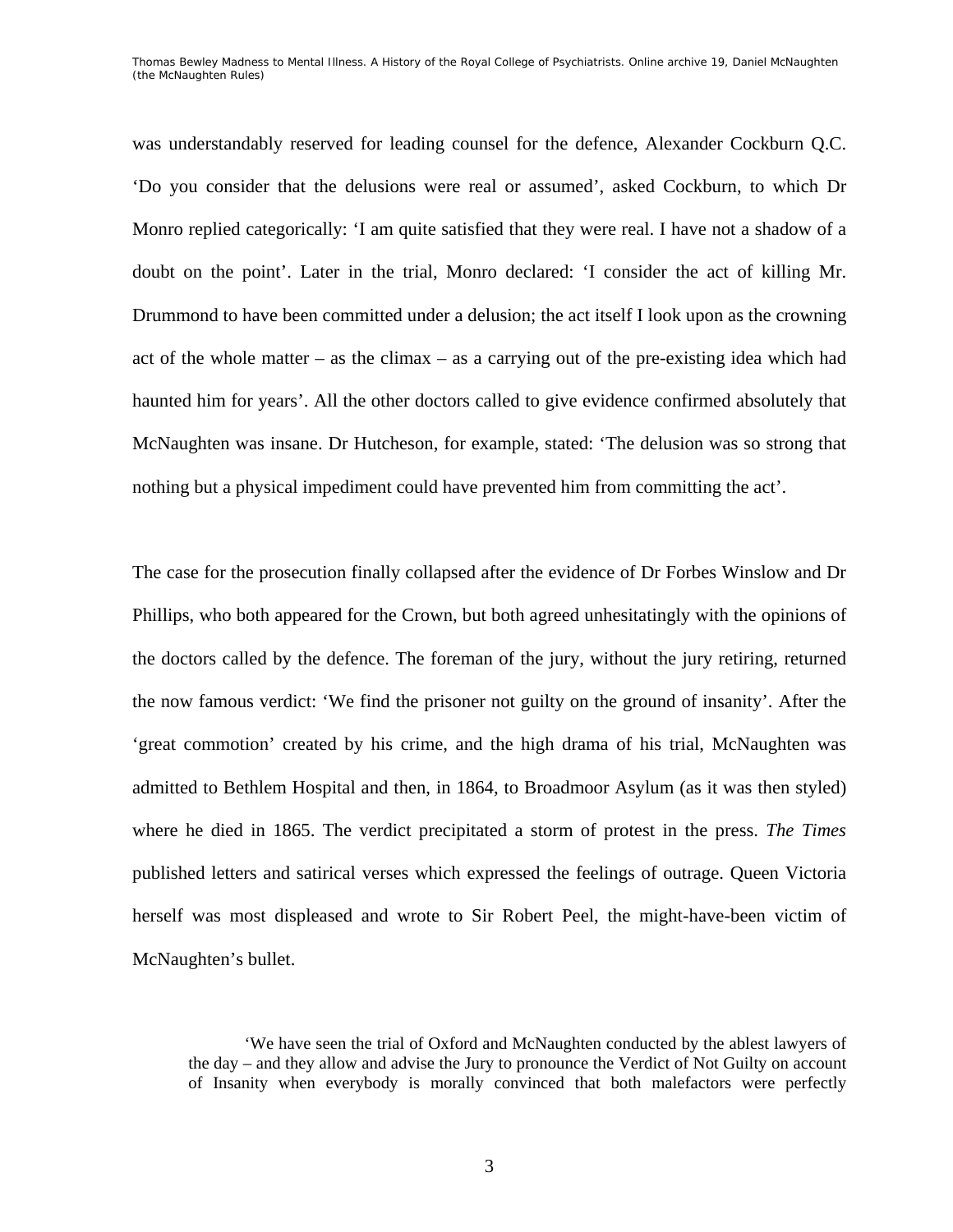was understandably reserved for leading counsel for the defence, Alexander Cockburn Q.C. 'Do you consider that the delusions were real or assumed', asked Cockburn, to which Dr Monro replied categorically: 'I am quite satisfied that they were real. I have not a shadow of a doubt on the point'. Later in the trial, Monro declared: 'I consider the act of killing Mr. Drummond to have been committed under a delusion; the act itself I look upon as the crowning act of the whole matter – as the climax – as a carrying out of the pre-existing idea which had haunted him for years'. All the other doctors called to give evidence confirmed absolutely that McNaughten was insane. Dr Hutcheson, for example, stated: 'The delusion was so strong that nothing but a physical impediment could have prevented him from committing the act'.

The case for the prosecution finally collapsed after the evidence of Dr Forbes Winslow and Dr Phillips, who both appeared for the Crown, but both agreed unhesitatingly with the opinions of the doctors called by the defence. The foreman of the jury, without the jury retiring, returned the now famous verdict: 'We find the prisoner not guilty on the ground of insanity'. After the 'great commotion' created by his crime, and the high drama of his trial, McNaughten was admitted to Bethlem Hospital and then, in 1864, to Broadmoor Asylum (as it was then styled) where he died in 1865. The verdict precipitated a storm of protest in the press. *The Times* published letters and satirical verses which expressed the feelings of outrage. Queen Victoria herself was most displeased and wrote to Sir Robert Peel, the might-have-been victim of McNaughten's bullet.

> 'We have seen the trial of Oxford and McNaughten conducted by the ablest lawyers of the day – and they allow and advise the Jury to pronounce the Verdict of Not Guilty on account of Insanity when everybody is morally convinced that both malefactors were perfectly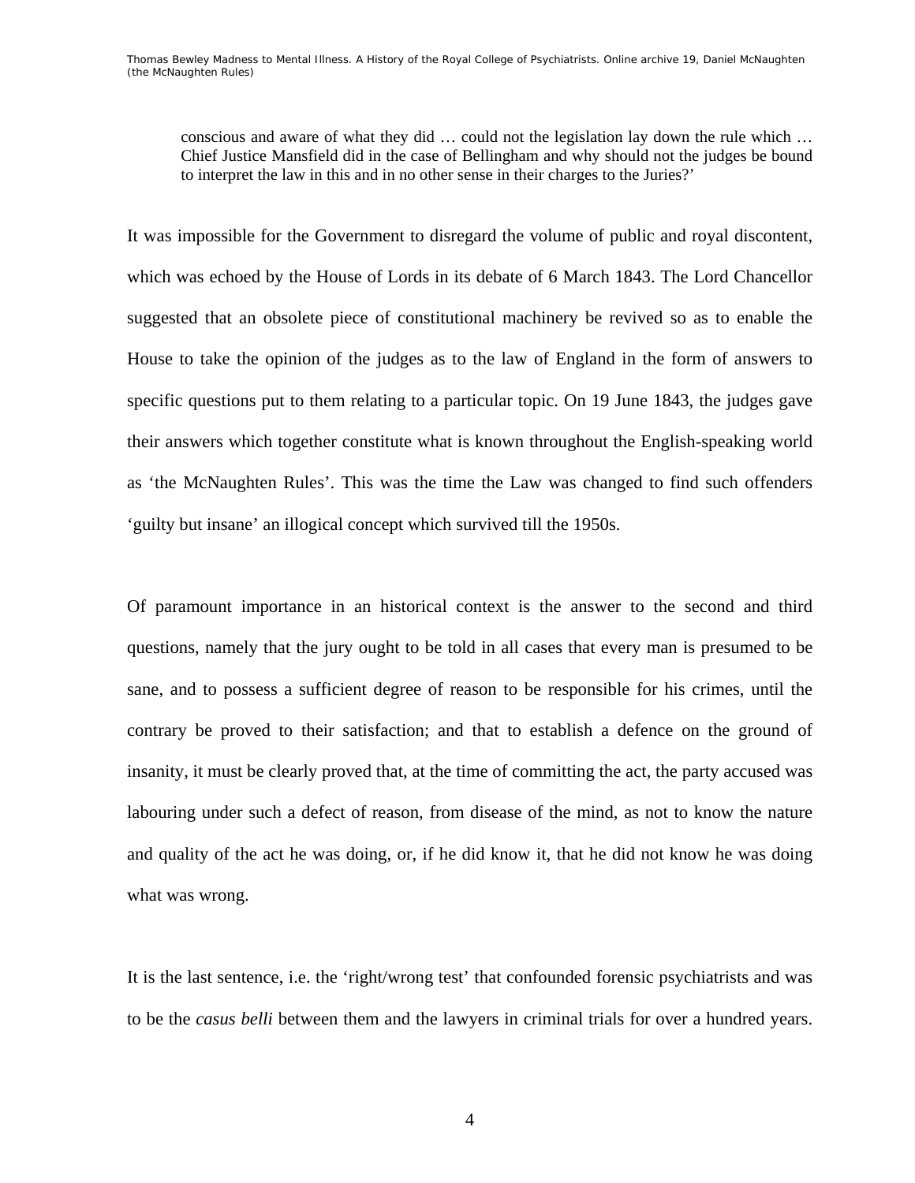> conscious and aware of what they did … could not the legislation lay down the rule which … Chief Justice Mansfield did in the case of Bellingham and why should not the judges be bound to interpret the law in this and in no other sense in their charges to the Juries?'

It was impossible for the Government to disregard the volume of public and royal discontent, which was echoed by the House of Lords in its debate of 6 March 1843. The Lord Chancellor suggested that an obsolete piece of constitutional machinery be revived so as to enable the House to take the opinion of the judges as to the law of England in the form of answers to specific questions put to them relating to a particular topic. On 19 June 1843, the judges gave their answers which together constitute what is known throughout the English-speaking world as 'the McNaughten Rules'. This was the time the Law was changed to find such offenders 'guilty but insane' an illogical concept which survived till the 1950s.

Of paramount importance in an historical context is the answer to the second and third questions, namely that the jury ought to be told in all cases that every man is presumed to be sane, and to possess a sufficient degree of reason to be responsible for his crimes, until the contrary be proved to their satisfaction; and that to establish a defence on the ground of insanity, it must be clearly proved that, at the time of committing the act, the party accused was labouring under such a defect of reason, from disease of the mind, as not to know the nature and quality of the act he was doing, or, if he did know it, that he did not know he was doing what was wrong.

It is the last sentence, i.e. the 'right/wrong test' that confounded forensic psychiatrists and was to be the *casus belli* between them and the lawyers in criminal trials for over a hundred years.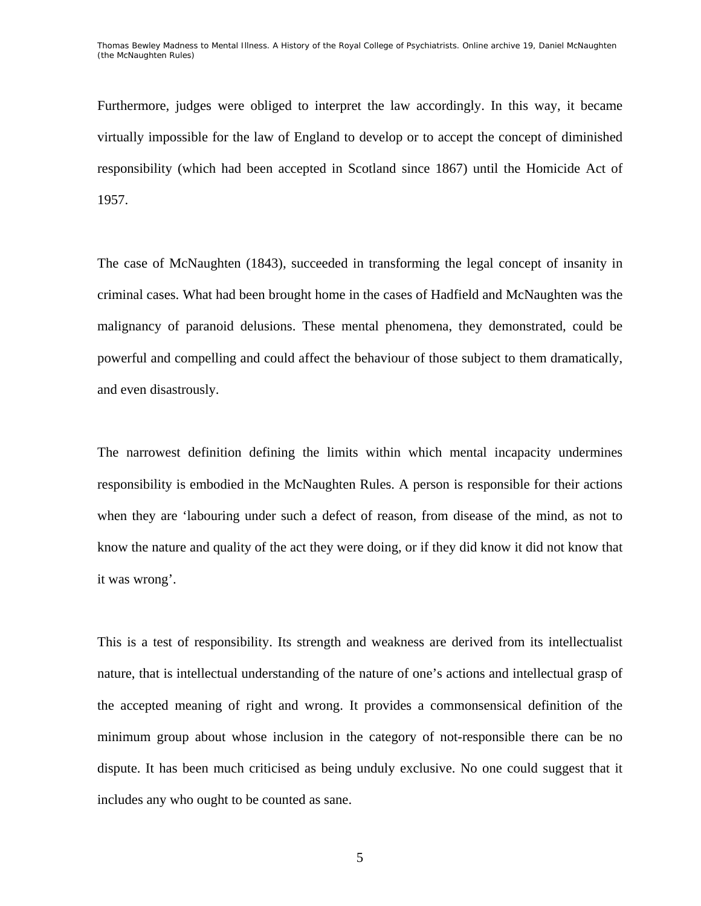Furthermore, judges were obliged to interpret the law accordingly. In this way, it became virtually impossible for the law of England to develop or to accept the concept of diminished responsibility (which had been accepted in Scotland since 1867) until the Homicide Act of 1957.

The case of McNaughten (1843), succeeded in transforming the legal concept of insanity in criminal cases. What had been brought home in the cases of Hadfield and McNaughten was the malignancy of paranoid delusions. These mental phenomena, they demonstrated, could be powerful and compelling and could affect the behaviour of those subject to them dramatically, and even disastrously.

The narrowest definition defining the limits within which mental incapacity undermines responsibility is embodied in the McNaughten Rules. A person is responsible for their actions when they are 'labouring under such a defect of reason, from disease of the mind, as not to know the nature and quality of the act they were doing, or if they did know it did not know that it was wrong'.

This is a test of responsibility. Its strength and weakness are derived from its intellectualist nature, that is intellectual understanding of the nature of one's actions and intellectual grasp of the accepted meaning of right and wrong. It provides a commonsensical definition of the minimum group about whose inclusion in the category of not-responsible there can be no dispute. It has been much criticised as being unduly exclusive. No one could suggest that it includes any who ought to be counted as sane.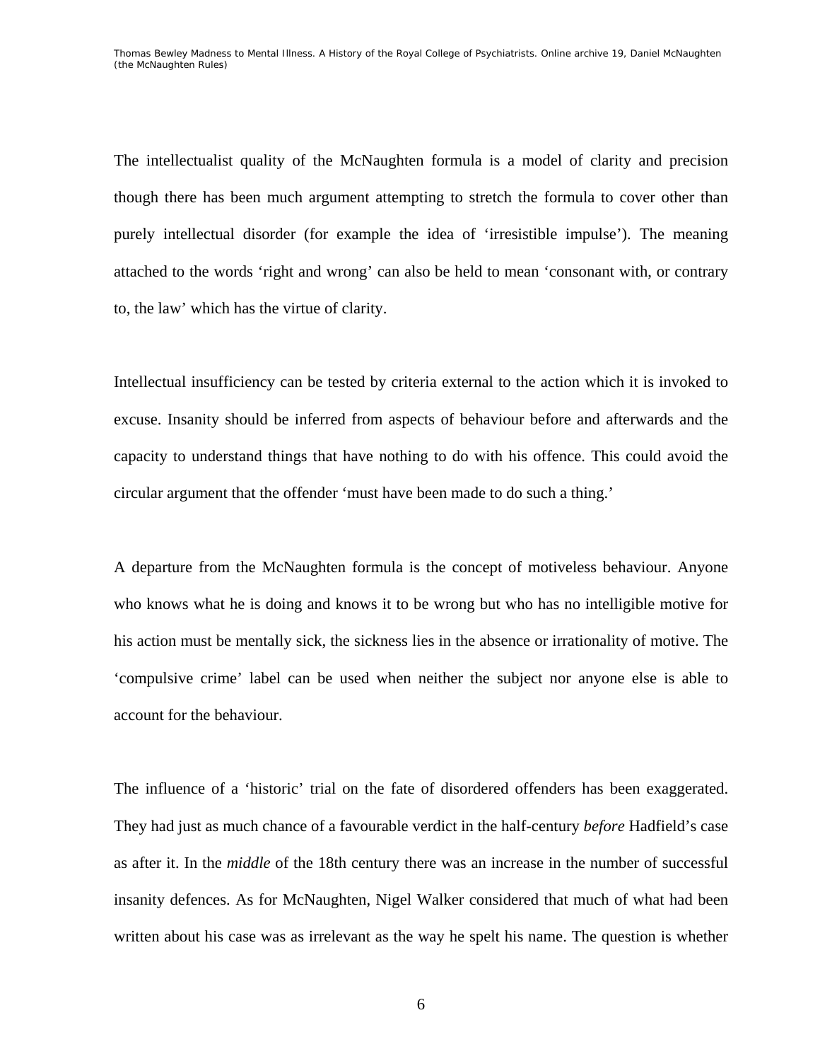The intellectualist quality of the McNaughten formula is a model of clarity and precision though there has been much argument attempting to stretch the formula to cover other than purely intellectual disorder (for example the idea of 'irresistible impulse'). The meaning attached to the words 'right and wrong' can also be held to mean 'consonant with, or contrary to, the law' which has the virtue of clarity.

Intellectual insufficiency can be tested by criteria external to the action which it is invoked to excuse. Insanity should be inferred from aspects of behaviour before and afterwards and the capacity to understand things that have nothing to do with his offence. This could avoid the circular argument that the offender 'must have been made to do such a thing.'

A departure from the McNaughten formula is the concept of motiveless behaviour. Anyone who knows what he is doing and knows it to be wrong but who has no intelligible motive for his action must be mentally sick, the sickness lies in the absence or irrationality of motive. The 'compulsive crime' label can be used when neither the subject nor anyone else is able to account for the behaviour.

The influence of a 'historic' trial on the fate of disordered offenders has been exaggerated. They had just as much chance of a favourable verdict in the half-century *before* Hadfield's case as after it. In the *middle* of the 18th century there was an increase in the number of successful insanity defences. As for McNaughten, Nigel Walker considered that much of what had been written about his case was as irrelevant as the way he spelt his name. The question is whether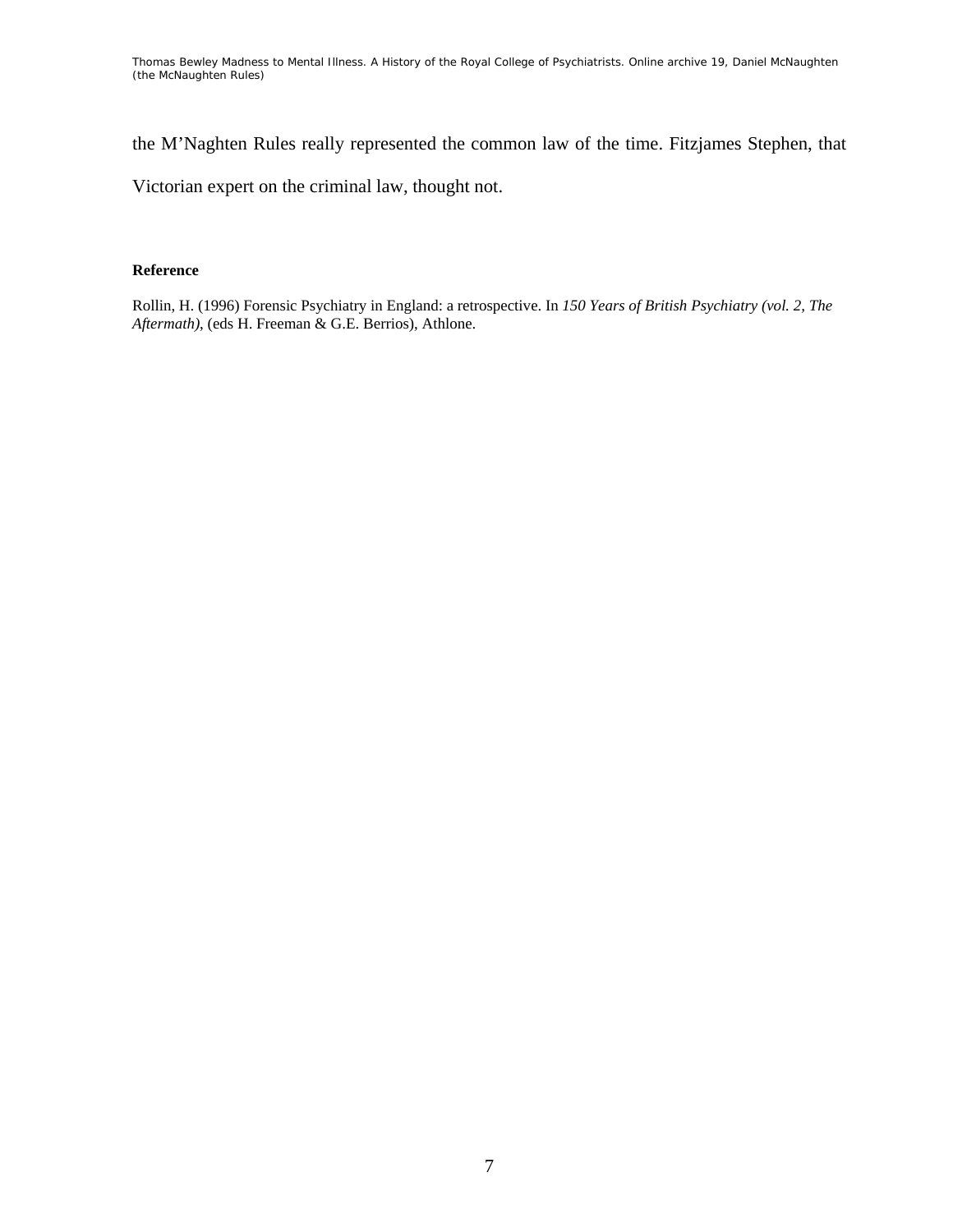the M'Naghten Rules really represented the common law of the time. Fitzjames Stephen, that Victorian expert on the criminal law, thought not.

**Reference**

Rollin, H. (1996) Forensic Psychiatry in England: a retrospective. In *150 Years of British Psychiatry (vol. 2, The Aftermath)*, (eds H. Freeman & G.E. Berrios), Athlone.